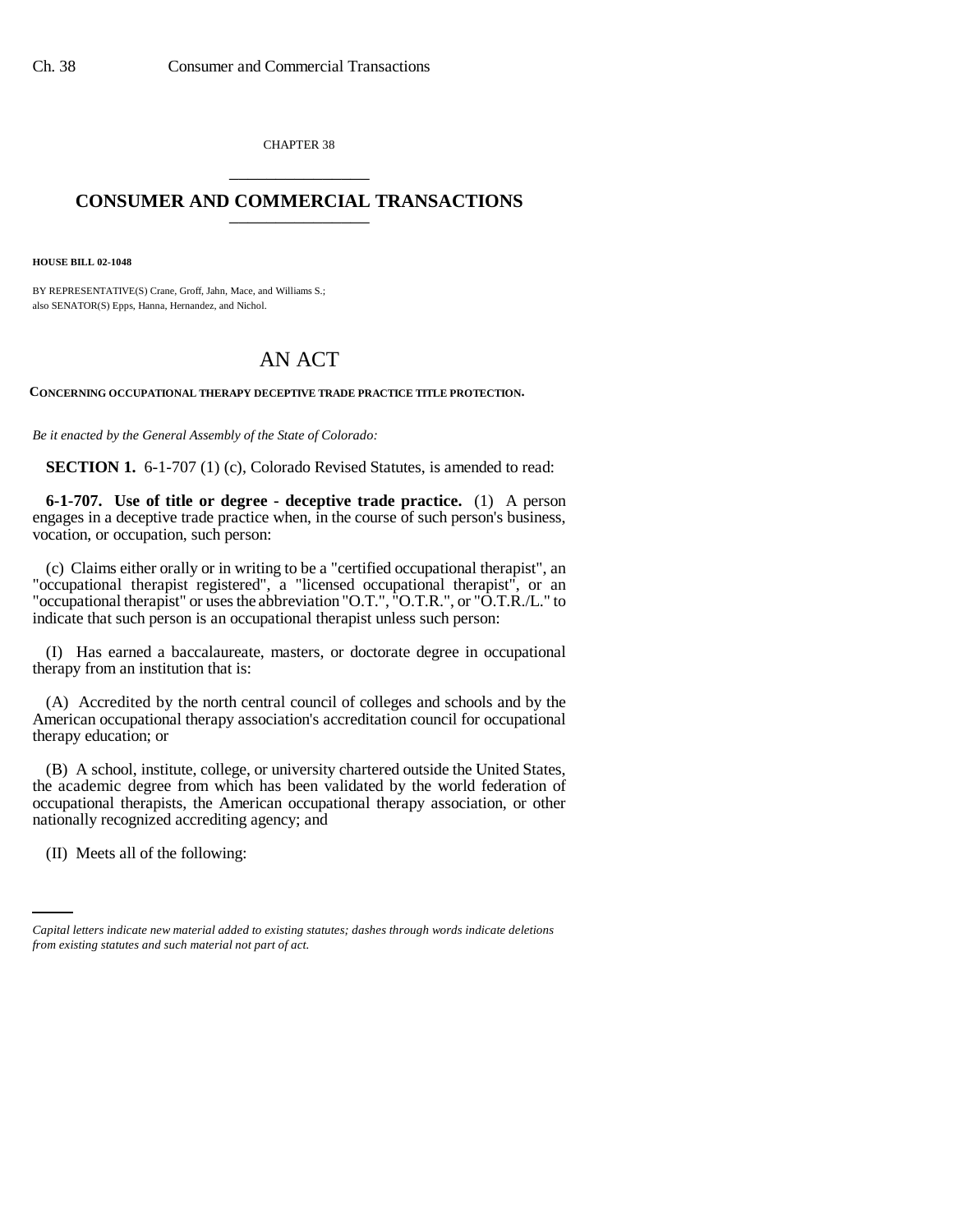CHAPTER 38

# CONSUMER AND COMMERCIAL TRANSACTIONS

**HOUSE BILL 02-1048**

BY REPRESENTATIVE(S) Crane, Groff, Jahn, Mace, and Williams S.;
also SENATOR(S) Epps, Hanna, Hernandez, and Nichol.

## AN ACT

**CONCERNING OCCUPATIONAL THERAPY DECEPTIVE TRADE PRACTICE TITLE PROTECTION.**

*Be it enacted by the General Assembly of the State of Colorado:*

**SECTION 1.** 6-1-707 (1) (c), Colorado Revised Statutes, is amended to read:

**6-1-707. Use of title or degree - deceptive trade practice.** (1) A person engages in a deceptive trade practice when, in the course of such person's business, vocation, or occupation, such person:

(c) Claims either orally or in writing to be a "certified occupational therapist", an "occupational therapist registered", a "licensed occupational therapist", or an "occupational therapist" or uses the abbreviation "O.T.", "O.T.R.", or "O.T.R./L." to indicate that such person is an occupational therapist unless such person:

(I) Has earned a baccalaureate, masters, or doctorate degree in occupational therapy from an institution that is:

(A) Accredited by the north central council of colleges and schools and by the American occupational therapy association's accreditation council for occupational therapy education; or

(B) A school, institute, college, or university chartered outside the United States, the academic degree from which has been validated by the world federation of occupational therapists, the American occupational therapy association, or other nationally recognized accrediting agency; and

(II) Meets all of the following:

*Capital letters indicate new material added to existing statutes; dashes through words indicate deletions from existing statutes and such material not part of act.*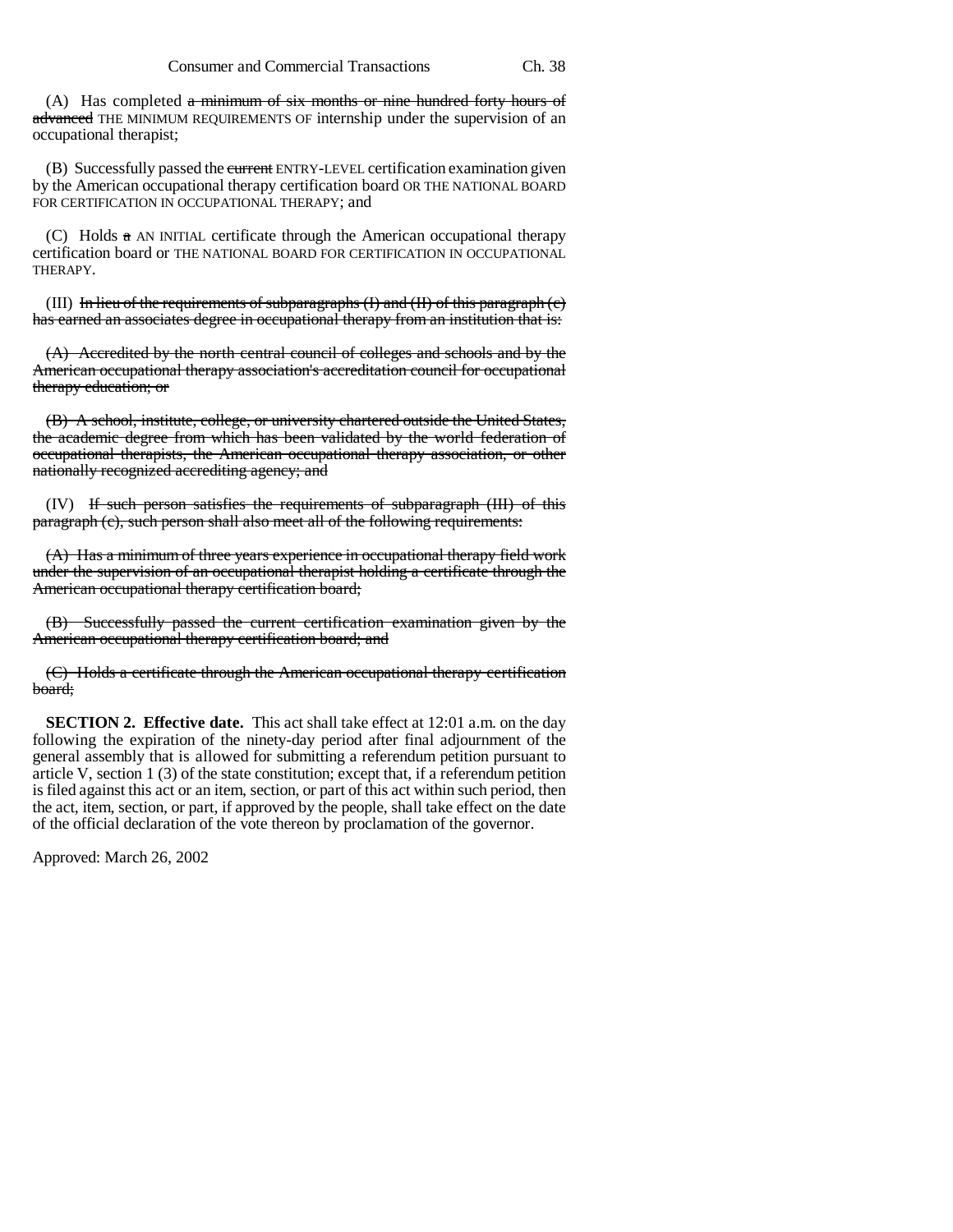(A) Has completed ~~a minimum of six months or nine hundred forty hours of advanced~~ THE MINIMUM REQUIREMENTS OF internship under the supervision of an occupational therapist;

(B) Successfully passed the ~~current~~ ENTRY-LEVEL certification examination given by the American occupational therapy certification board OR THE NATIONAL BOARD FOR CERTIFICATION IN OCCUPATIONAL THERAPY; and

(C) Holds ~~a~~ AN INITIAL certificate through the American occupational therapy certification board or THE NATIONAL BOARD FOR CERTIFICATION IN OCCUPATIONAL THERAPY.

(III) ~~In lieu of the requirements of subparagraphs (I) and (II) of this paragraph (c) has earned an associates degree in occupational therapy from an institution that is:~~

~~(A) Accredited by the north central council of colleges and schools and by the American occupational therapy association's accreditation council for occupational therapy education; or~~

~~(B) A school, institute, college, or university chartered outside the United States, the academic degree from which has been validated by the world federation of occupational therapists, the American occupational therapy association, or other nationally recognized accrediting agency; and~~

(IV) ~~If such person satisfies the requirements of subparagraph (III) of this paragraph (c), such person shall also meet all of the following requirements:~~

~~(A) Has a minimum of three years experience in occupational therapy field work under the supervision of an occupational therapist holding a certificate through the American occupational therapy certification board;~~

~~(B) Successfully passed the current certification examination given by the American occupational therapy certification board; and~~

~~(C) Holds a certificate through the American occupational therapy certification board;~~

**SECTION 2. Effective date.** This act shall take effect at 12:01 a.m. on the day following the expiration of the ninety-day period after final adjournment of the general assembly that is allowed for submitting a referendum petition pursuant to article V, section 1 (3) of the state constitution; except that, if a referendum petition is filed against this act or an item, section, or part of this act within such period, then the act, item, section, or part, if approved by the people, shall take effect on the date of the official declaration of the vote thereon by proclamation of the governor.

Approved: March 26, 2002